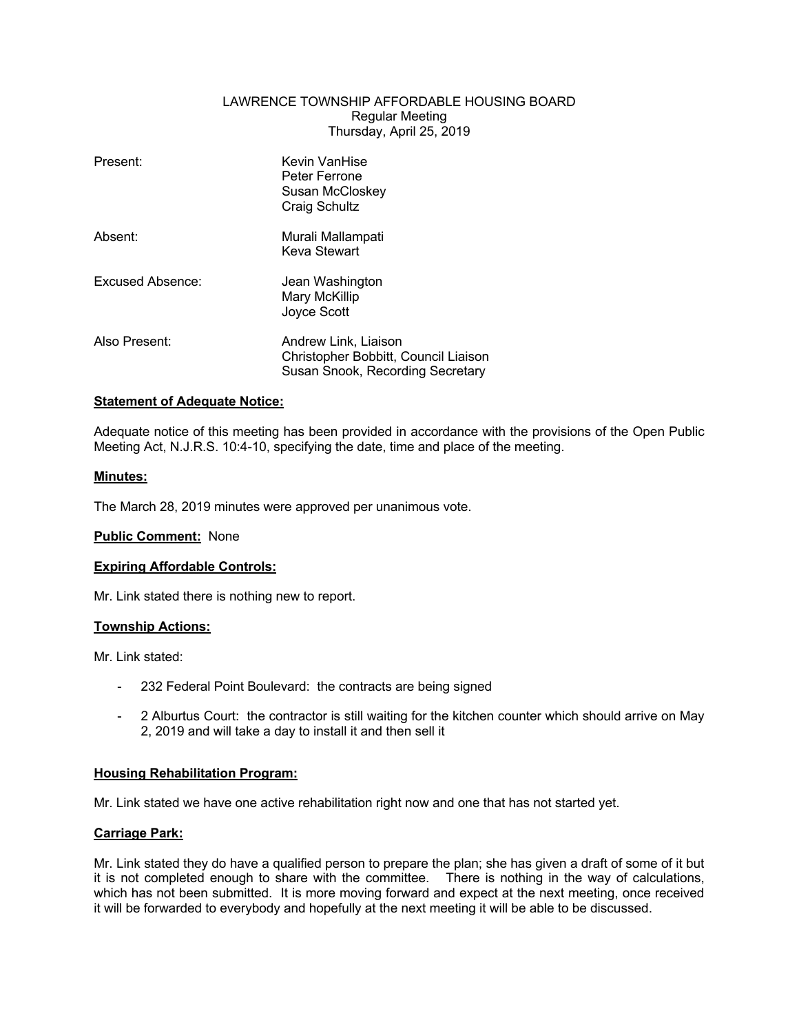LAWRENCE TOWNSHIP AFFORDABLE HOUSING BOARD
Regular Meeting
Thursday, April 25, 2019

| | |
|---|---|
| Present: | Kevin VanHise<br>Peter Ferrone<br>Susan McCloskey<br>Craig Schultz |
| Absent: | Murali Mallampati<br>Keva Stewart |
| Excused Absence: | Jean Washington<br>Mary McKillip<br>Joyce Scott |
| Also Present: | Andrew Link, Liaison<br>Christopher Bobbitt, Council Liaison<br>Susan Snook, Recording Secretary |

**Statement of Adequate Notice:**

Adequate notice of this meeting has been provided in accordance with the provisions of the Open Public Meeting Act, N.J.R.S. 10:4-10, specifying the date, time and place of the meeting.

**Minutes:**

The March 28, 2019 minutes were approved per unanimous vote.

**Public Comment:** None

**Expiring Affordable Controls:**

Mr. Link stated there is nothing new to report.

**Township Actions:**

Mr. Link stated:

- 232 Federal Point Boulevard: the contracts are being signed
- 2 Alburtus Court: the contractor is still waiting for the kitchen counter which should arrive on May 2, 2019 and will take a day to install it and then sell it

**Housing Rehabilitation Program:**

Mr. Link stated we have one active rehabilitation right now and one that has not started yet.

**Carriage Park:**

Mr. Link stated they do have a qualified person to prepare the plan; she has given a draft of some of it but it is not completed enough to share with the committee. There is nothing in the way of calculations, which has not been submitted. It is more moving forward and expect at the next meeting, once received it will be forwarded to everybody and hopefully at the next meeting it will be able to be discussed.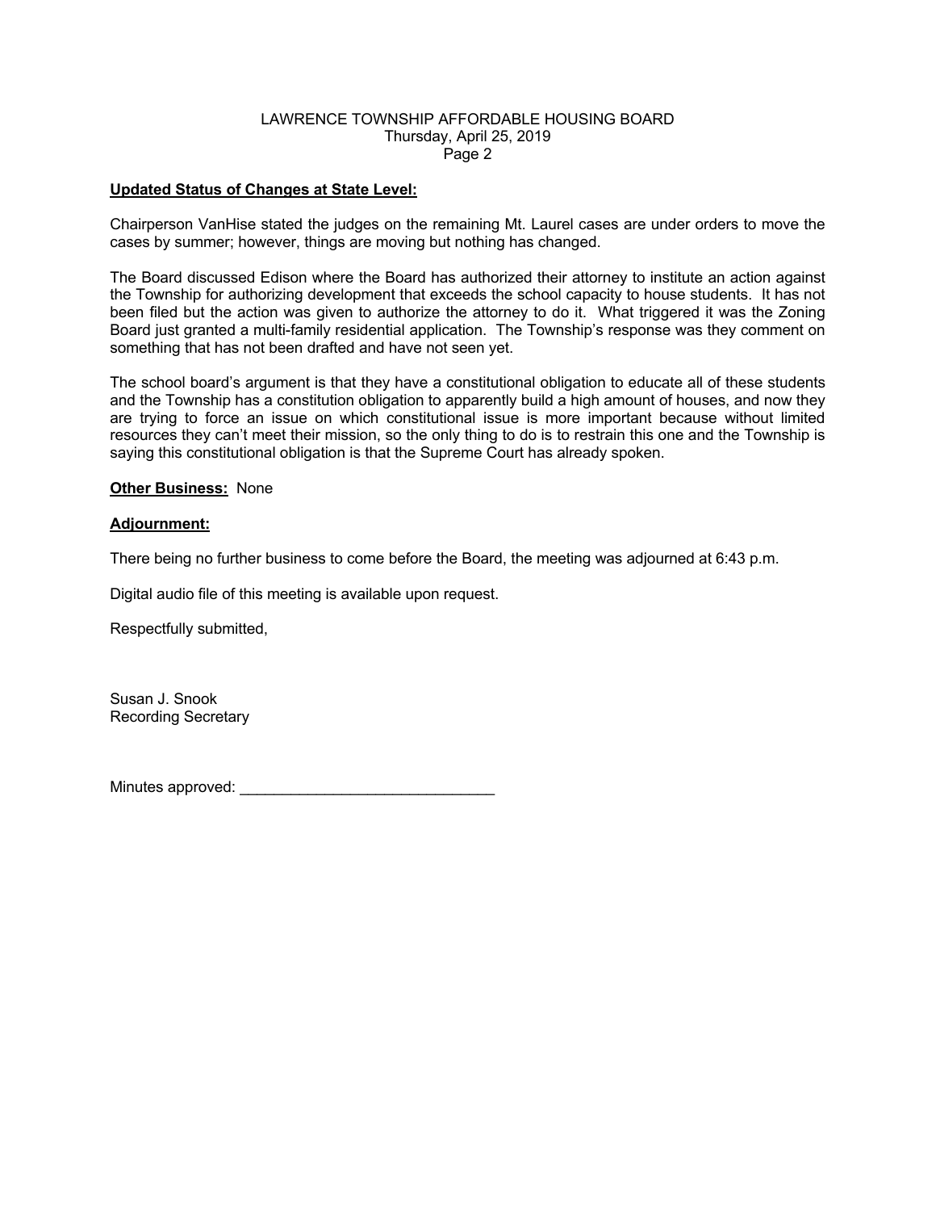**Updated Status of Changes at State Level:**

Chairperson VanHise stated the judges on the remaining Mt. Laurel cases are under orders to move the cases by summer; however, things are moving but nothing has changed.

The Board discussed Edison where the Board has authorized their attorney to institute an action against the Township for authorizing development that exceeds the school capacity to house students. It has not been filed but the action was given to authorize the attorney to do it. What triggered it was the Zoning Board just granted a multi-family residential application. The Township's response was they comment on something that has not been drafted and have not seen yet.

The school board's argument is that they have a constitutional obligation to educate all of these students and the Township has a constitution obligation to apparently build a high amount of houses, and now they are trying to force an issue on which constitutional issue is more important because without limited resources they can't meet their mission, so the only thing to do is to restrain this one and the Township is saying this constitutional obligation is that the Supreme Court has already spoken.

**Other Business:** None

**Adjournment:**

There being no further business to come before the Board, the meeting was adjourned at 6:43 p.m.

Digital audio file of this meeting is available upon request.

Respectfully submitted,

Susan J. Snook
Recording Secretary

Minutes approved: ______________________________